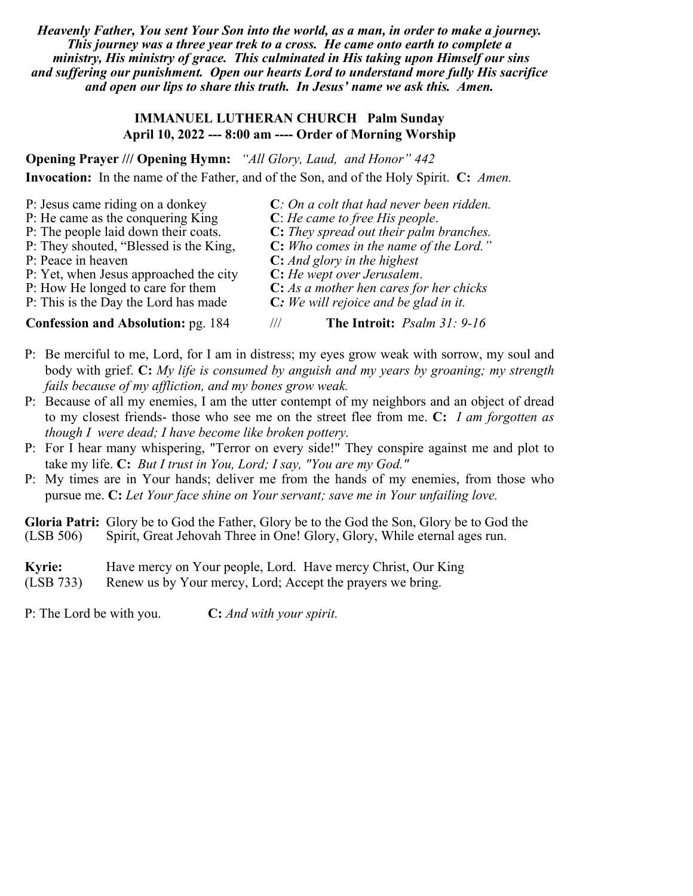***Heavenly Father, You sent Your Son into the world, as a man, in order to make a journey. This journey was a three year trek to a cross. He came onto earth to complete a ministry, His ministry of grace. This culminated in His taking upon Himself our sins and suffering our punishment. Open our hearts Lord to understand more fully His sacrifice and open our lips to share this truth. In Jesus' name we ask this. Amen.***

**IMMANUEL LUTHERAN CHURCH Palm Sunday**
**April 10, 2022 --- 8:00 am ---- Order of Morning Worship**

**Opening Prayer /// Opening Hymn:** *"All Glory, Laud, and Honor" 442*

**Invocation:** In the name of the Father, and of the Son, and of the Holy Spirit. **C:** *Amen.*

P: Jesus came riding on a donkey **C**: *On a colt that had never been ridden.*
P: He came as the conquering King **C**: *He came to free His people*.
P: The people laid down their coats. **C:** *They spread out their palm branches.*
P: They shouted, "Blessed is the King, **C:** *Who comes in the name of the Lord."*
P: Peace in heaven **C:** *And glory in the highest*
P: Yet, when Jesus approached the city **C:** *He wept over Jerusalem*.
P: How He longed to care for them **C:** *As a mother hen cares for her chicks*
P: This is the Day the Lord has made **C:** *We will rejoice and be glad in it.*

**Confession and Absolution:** pg. 184 /// **The Introit:** *Psalm 31: 9-16*

P: Be merciful to me, Lord, for I am in distress; my eyes grow weak with sorrow, my soul and body with grief. **C:** *My life is consumed by anguish and my years by groaning; my strength fails because of my affliction, and my bones grow weak.*

P: Because of all my enemies, I am the utter contempt of my neighbors and an object of dread to my closest friends- those who see me on the street flee from me. **C:** *I am forgotten as though I were dead; I have become like broken pottery.*

P: For I hear many whispering, "Terror on every side!" They conspire against me and plot to take my life. **C:** *But I trust in You, Lord; I say, "You are my God."*

P: My times are in Your hands; deliver me from the hands of my enemies, from those who pursue me. **C:** *Let Your face shine on Your servant; save me in Your unfailing love.*

**Gloria Patri:** (LSB 506) Glory be to God the Father, Glory be to the God the Son, Glory be to God the Spirit, Great Jehovah Three in One! Glory, Glory, While eternal ages run.

**Kyrie:** (LSB 733) Have mercy on Your people, Lord. Have mercy Christ, Our King
Renew us by Your mercy, Lord; Accept the prayers we bring.

P: The Lord be with you. **C:** *And with your spirit.*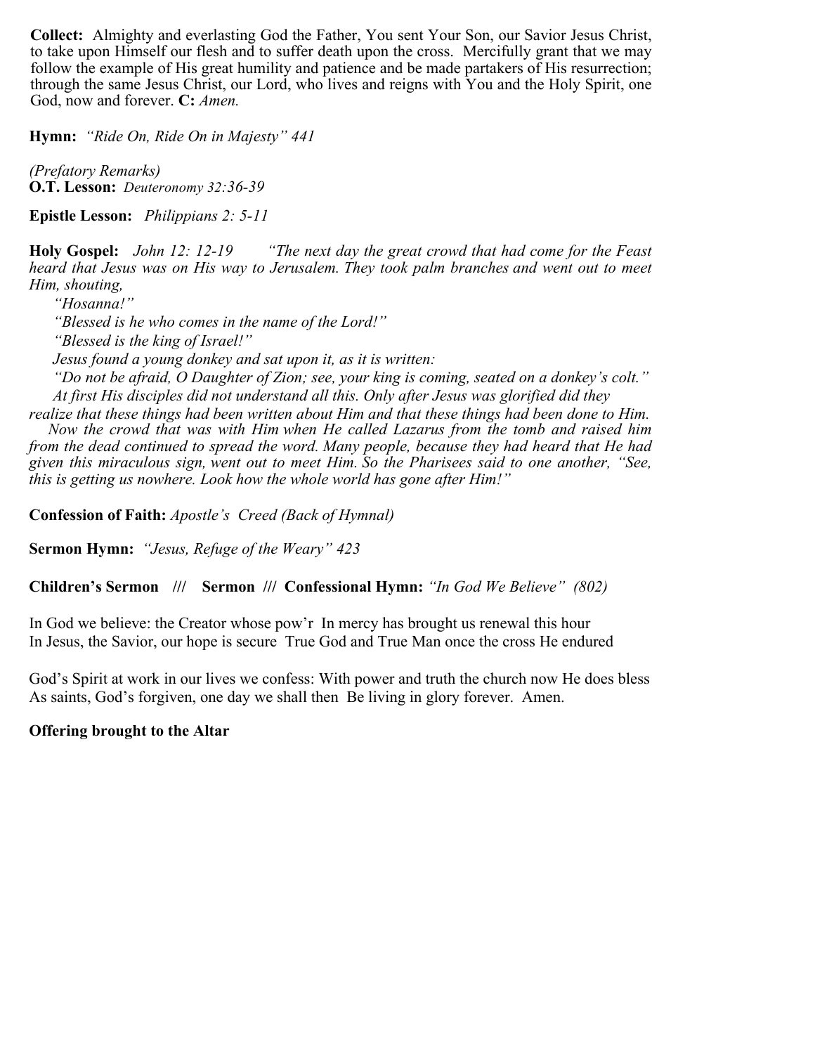**Collect:** Almighty and everlasting God the Father, You sent Your Son, our Savior Jesus Christ, to take upon Himself our flesh and to suffer death upon the cross. Mercifully grant that we may follow the example of His great humility and patience and be made partakers of His resurrection; through the same Jesus Christ, our Lord, who lives and reigns with You and the Holy Spirit, one God, now and forever. **C:** *Amen.*

**Hymn:** *"Ride On, Ride On in Majesty" 441*

*(Prefatory Remarks)*
**O.T. Lesson:** *Deuteronomy 32:36-39*

**Epistle Lesson:** *Philippians 2: 5-11*

**Holy Gospel:** *John 12: 12-19* *"The next day the great crowd that had come for the Feast heard that Jesus was on His way to Jerusalem. They took palm branches and went out to meet Him, shouting,*

*"Hosanna!"*

*"Blessed is he who comes in the name of the Lord!"*

*"Blessed is the king of Israel!"*

*Jesus found a young donkey and sat upon it, as it is written:*

*"Do not be afraid, O Daughter of Zion; see, your king is coming, seated on a donkey's colt."*

*At first His disciples did not understand all this. Only after Jesus was glorified did they realize that these things had been written about Him and that these things had been done to Him.*

*Now the crowd that was with Him when He called Lazarus from the tomb and raised him from the dead continued to spread the word. Many people, because they had heard that He had given this miraculous sign, went out to meet Him. So the Pharisees said to one another, "See, this is getting us nowhere. Look how the whole world has gone after Him!"*

**Confession of Faith:** *Apostle's Creed (Back of Hymnal)*

**Sermon Hymn:** *"Jesus, Refuge of the Weary" 423*

**Children's Sermon /// Sermon /// Confessional Hymn:** *"In God We Believe" (802)*

In God we believe: the Creator whose pow'r In mercy has brought us renewal this hour
In Jesus, the Savior, our hope is secure True God and True Man once the cross He endured

God's Spirit at work in our lives we confess: With power and truth the church now He does bless
As saints, God's forgiven, one day we shall then Be living in glory forever. Amen.

**Offering brought to the Altar**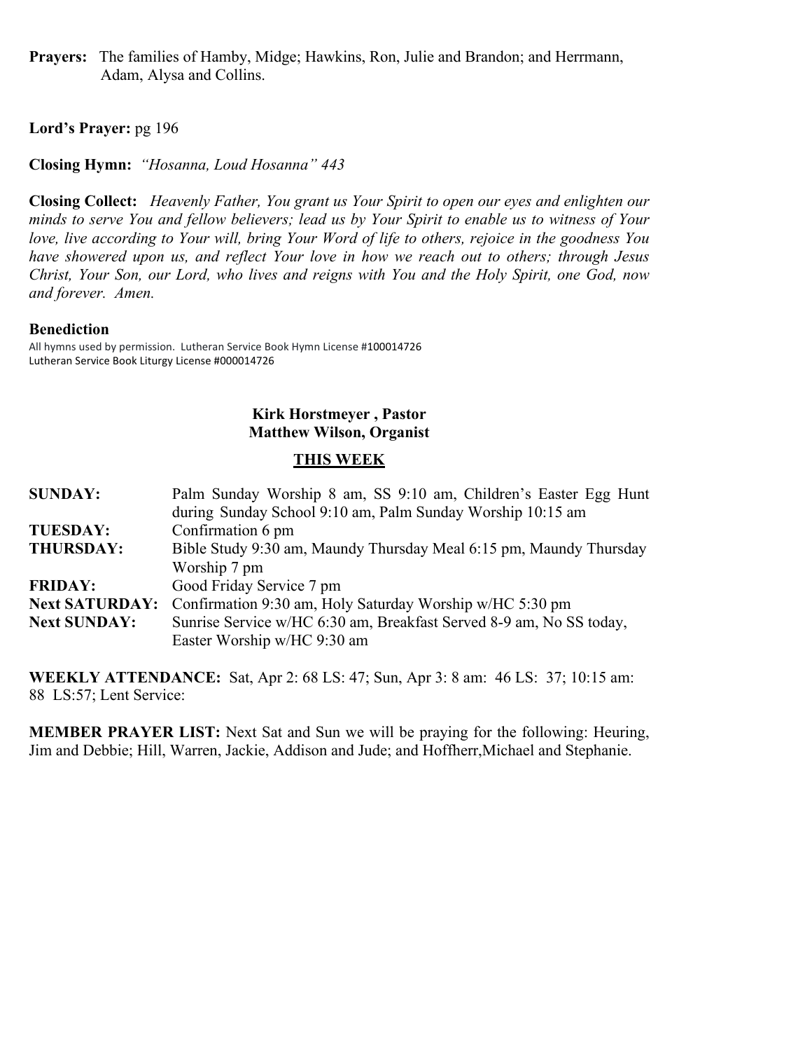**Prayers:** The families of Hamby, Midge; Hawkins, Ron, Julie and Brandon; and Herrmann, Adam, Alysa and Collins.

**Lord's Prayer:** pg 196

**Closing Hymn:** *"Hosanna, Loud Hosanna" 443*

**Closing Collect:** *Heavenly Father, You grant us Your Spirit to open our eyes and enlighten our minds to serve You and fellow believers; lead us by Your Spirit to enable us to witness of Your love, live according to Your will, bring Your Word of life to others, rejoice in the goodness You have showered upon us, and reflect Your love in how we reach out to others; through Jesus Christ, Your Son, our Lord, who lives and reigns with You and the Holy Spirit, one God, now and forever. Amen.*

**Benediction**

All hymns used by permission. Lutheran Service Book Hymn License #100014726
Lutheran Service Book Liturgy License #000014726

**Kirk Horstmeyer , Pastor**
**Matthew Wilson, Organist**

## THIS WEEK

| | |
|---|---|
| **SUNDAY:** | Palm Sunday Worship 8 am, SS 9:10 am, Children's Easter Egg Hunt during Sunday School 9:10 am, Palm Sunday Worship 10:15 am |
| **TUESDAY:** | Confirmation 6 pm |
| **THURSDAY:** | Bible Study 9:30 am, Maundy Thursday Meal 6:15 pm, Maundy Thursday Worship 7 pm |
| **FRIDAY:** | Good Friday Service 7 pm |
| **Next SATURDAY:** | Confirmation 9:30 am, Holy Saturday Worship w/HC 5:30 pm |
| **Next SUNDAY:** | Sunrise Service w/HC 6:30 am, Breakfast Served 8-9 am, No SS today, Easter Worship w/HC 9:30 am |

**WEEKLY ATTENDANCE:** Sat, Apr 2: 68 LS: 47; Sun, Apr 3: 8 am: 46 LS: 37; 10:15 am: 88 LS:57; Lent Service:

**MEMBER PRAYER LIST:** Next Sat and Sun we will be praying for the following: Heuring, Jim and Debbie; Hill, Warren, Jackie, Addison and Jude; and Hoffherr,Michael and Stephanie.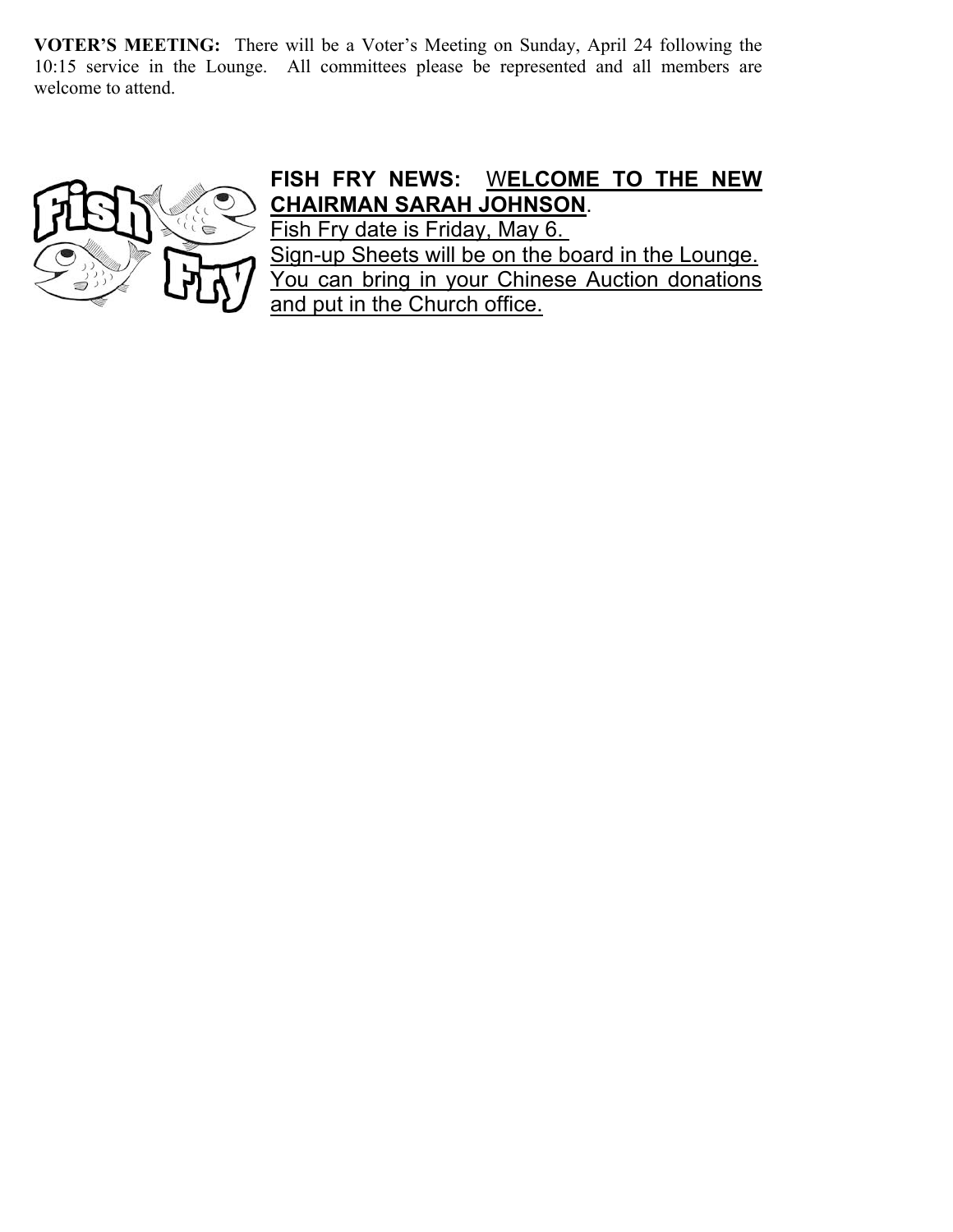**VOTER'S MEETING:** There will be a Voter's Meeting on Sunday, April 24 following the 10:15 service in the Lounge. All committees please be represented and all members are welcome to attend.

**FISH FRY NEWS:** **WELCOME TO THE NEW CHAIRMAN SARAH JOHNSON**.

Fish Fry date is Friday, May 6.

Sign-up Sheets will be on the board in the Lounge.

You can bring in your Chinese Auction donations and put in the Church office.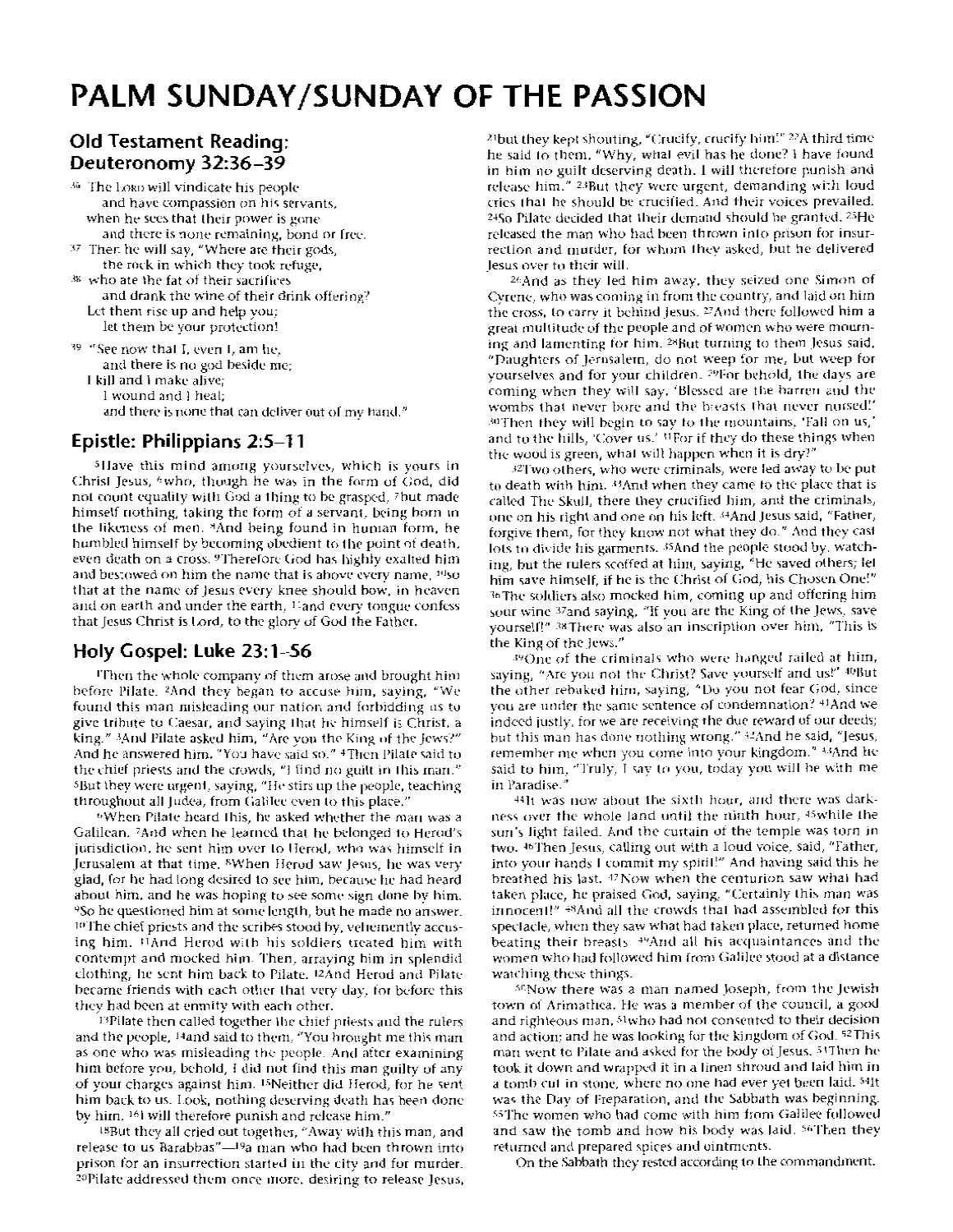# PALM SUNDAY/SUNDAY OF THE PASSION

## Old Testament Reading: Deuteronomy 32:36–39

[36] The LORD will vindicate his people
and have compassion on his servants,
when he sees that their power is gone
and there is none remaining, bond or free.
[37] Then he will say, "Where are their gods,
the rock in which they took refuge,
[38] who ate the fat of their sacrifices
and drank the wine of their drink offering?
Let them rise up and help you;
let them be your protection!

[39] "See now that I, even I, am he,
and there is no god beside me;
I kill and I make alive;
I wound and I heal;
and there is none that can deliver out of my hand."

## Epistle: Philippians 2:5–11

[5]Have this mind among yourselves, which is yours in Christ Jesus, [6]who, though he was in the form of God, did not count equality with God a thing to be grasped, [7]but made himself nothing, taking the form of a servant, being born in the likeness of men. [8]And being found in human form, he humbled himself by becoming obedient to the point of death, even death on a cross. [9]Therefore God has highly exalted him and bestowed on him the name that is above every name, [10]so that at the name of Jesus every knee should bow, in heaven and on earth and under the earth, [11]and every tongue confess that Jesus Christ is Lord, to the glory of God the Father.

## Holy Gospel: Luke 23:1–56

[1]Then the whole company of them arose and brought him before Pilate. [2]And they began to accuse him, saying, "We found this man misleading our nation and forbidding us to give tribute to Caesar, and saying that he himself is Christ, a king." [3]And Pilate asked him, "Are you the King of the Jews?" And he answered him, "You have said so." [4]Then Pilate said to the chief priests and the crowds, "I find no guilt in this man." [5]But they were urgent, saying, "He stirs up the people, teaching throughout all Judea, from Galilee even to this place."

[6]When Pilate heard this, he asked whether the man was a Galilean. [7]And when he learned that he belonged to Herod's jurisdiction, he sent him over to Herod, who was himself in Jerusalem at that time. [8]When Herod saw Jesus, he was very glad, for he had long desired to see him, because he had heard about him, and he was hoping to see some sign done by him. [9]So he questioned him at some length, but he made no answer. [10]The chief priests and the scribes stood by, vehemently accusing him. [11]And Herod with his soldiers treated him with contempt and mocked him. Then, arraying him in splendid clothing, he sent him back to Pilate. [12]And Herod and Pilate became friends with each other that very day, for before this they had been at enmity with each other.

[13]Pilate then called together the chief priests and the rulers and the people, [14]and said to them, "You brought me this man as one who was misleading the people. And after examining him before you, behold, I did not find this man guilty of any of your charges against him. [15]Neither did Herod, for he sent him back to us. Look, nothing deserving death has been done by him. [16]I will therefore punish and release him."

[18]But they all cried out together, "Away with this man, and release to us Barabbas"—[19]a man who had been thrown into prison for an insurrection started in the city and for murder. [20]Pilate addressed them once more, desiring to release Jesus, [21]but they kept shouting, "Crucify, crucify him!" [22]A third time he said to them, "Why, what evil has he done? I have found in him no guilt deserving death. I will therefore punish and release him." [23]But they were urgent, demanding with loud cries that he should be crucified. And their voices prevailed. [24]So Pilate decided that their demand should be granted. [25]He released the man who had been thrown into prison for insurrection and murder, for whom they asked, but he delivered Jesus over to their will.

[26]And as they led him away, they seized one Simon of Cyrene, who was coming in from the country, and laid on him the cross, to carry it behind Jesus. [27]And there followed him a great multitude of the people and of women who were mourning and lamenting for him. [28]But turning to them Jesus said, "Daughters of Jerusalem, do not weep for me, but weep for yourselves and for your children. [29]For behold, the days are coming when they will say, 'Blessed are the barren and the wombs that never bore and the breasts that never nursed!' [30]Then they will begin to say to the mountains, 'Fall on us,' and to the hills, 'Cover us.' [31]For if they do these things when the wood is green, what will happen when it is dry?"

[32]Two others, who were criminals, were led away to be put to death with him. [33]And when they came to the place that is called The Skull, there they crucified him, and the criminals, one on his right and one on his left. [34]And Jesus said, "Father, forgive them, for they know not what they do." And they cast lots to divide his garments. [35]And the people stood by, watching, but the rulers scoffed at him, saying, "He saved others; let him save himself, if he is the Christ of God, his Chosen One!" [36]The soldiers also mocked him, coming up and offering him sour wine [37]and saying, "If you are the King of the Jews, save yourself!" [38]There was also an inscription over him, "This is the King of the Jews."

[39]One of the criminals who were hanged railed at him, saying, "Are you not the Christ? Save yourself and us!" [40]But the other rebuked him, saying, "Do you not fear God, since you are under the same sentence of condemnation? [41]And we indeed justly, for we are receiving the due reward of our deeds; but this man has done nothing wrong." [42]And he said, "Jesus, remember me when you come into your kingdom." [43]And he said to him, "Truly, I say to you, today you will be with me in Paradise."

[44]It was now about the sixth hour, and there was darkness over the whole land until the ninth hour, [45]while the sun's light failed. And the curtain of the temple was torn in two. [46]Then Jesus, calling out with a loud voice, said, "Father, into your hands I commit my spirit!" And having said this he breathed his last. [47]Now when the centurion saw what had taken place, he praised God, saying, "Certainly this man was innocent!" [48]And all the crowds that had assembled for this spectacle, when they saw what had taken place, returned home beating their breasts. [49]And all his acquaintances and the women who had followed him from Galilee stood at a distance watching these things.

[50]Now there was a man named Joseph, from the Jewish town of Arimathea. He was a member of the council, a good and righteous man, [51]who had not consented to their decision and action; and he was looking for the kingdom of God. [52]This man went to Pilate and asked for the body of Jesus. [53]Then he took it down and wrapped it in a linen shroud and laid him in a tomb cut in stone, where no one had ever yet been laid. [54]It was the Day of Preparation, and the Sabbath was beginning. [55]The women who had come with him from Galilee followed and saw the tomb and how his body was laid. [56]Then they returned and prepared spices and ointments.

On the Sabbath they rested according to the commandment.